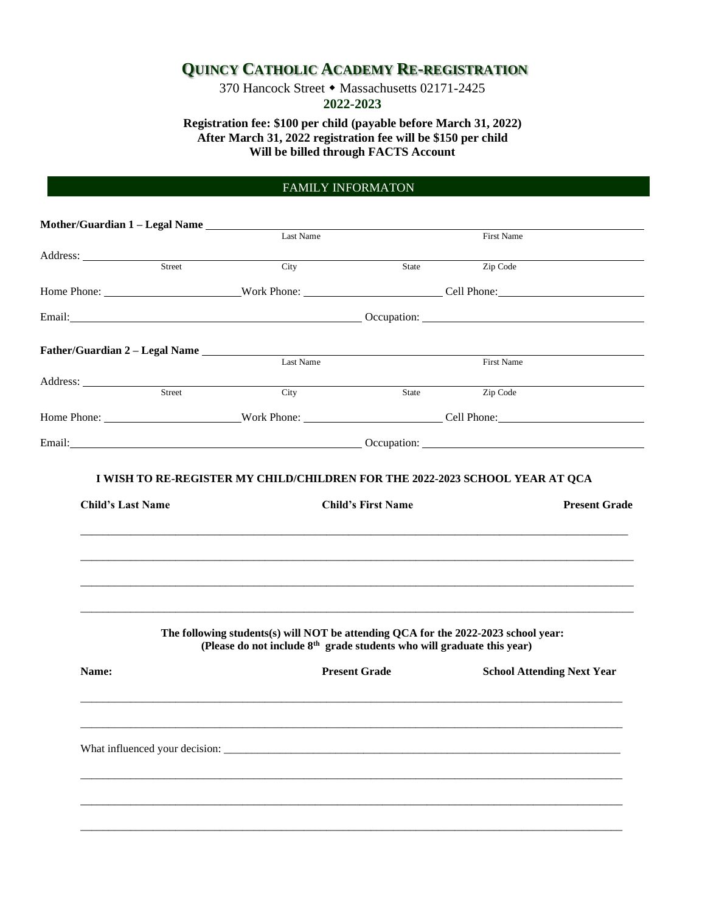# QUINCY CATHOLIC ACADEMY RE-REGISTRATION

370 Hancock Street ◆ Massachusetts 02171-2425

**2022-2023**

**Registration fee: $100 per child (payable before March 31, 2022)**
**After March 31, 2022 registration fee will be $150 per child**
**Will be billed through FACTS Account**

## FAMILY INFORMATON

**Mother/Guardian 1 – Legal Name** ______________________________________________
Last Name First Name

Address: ______________________________________________
Street City State Zip Code

Home Phone: ____________________ Work Phone: ____________________ Cell Phone: ____________________

Email: ________________________________________ Occupation: ________________________________

**Father/Guardian 2 – Legal Name** ______________________________________________
Last Name First Name

Address: ______________________________________________
Street City State Zip Code

Home Phone: ____________________ Work Phone: ____________________ Cell Phone: ____________________

Email: ________________________________________ Occupation: ________________________________

**I WISH TO RE-REGISTER MY CHILD/CHILDREN FOR THE 2022-2023 SCHOOL YEAR AT QCA**

| Child's Last Name | Child's First Name | Present Grade |
| --- | --- | --- |
| | | |
| | | |
| | | |
| | | |

**The following students(s) will NOT be attending QCA for the 2022-2023 school year:**
**(Please do not include 8th grade students who will graduate this year)**

| Name: | Present Grade | School Attending Next Year |
| --- | --- | --- |
| | | |
| | | |

What influenced your decision: ______________________________________________

______________________________________________

______________________________________________

______________________________________________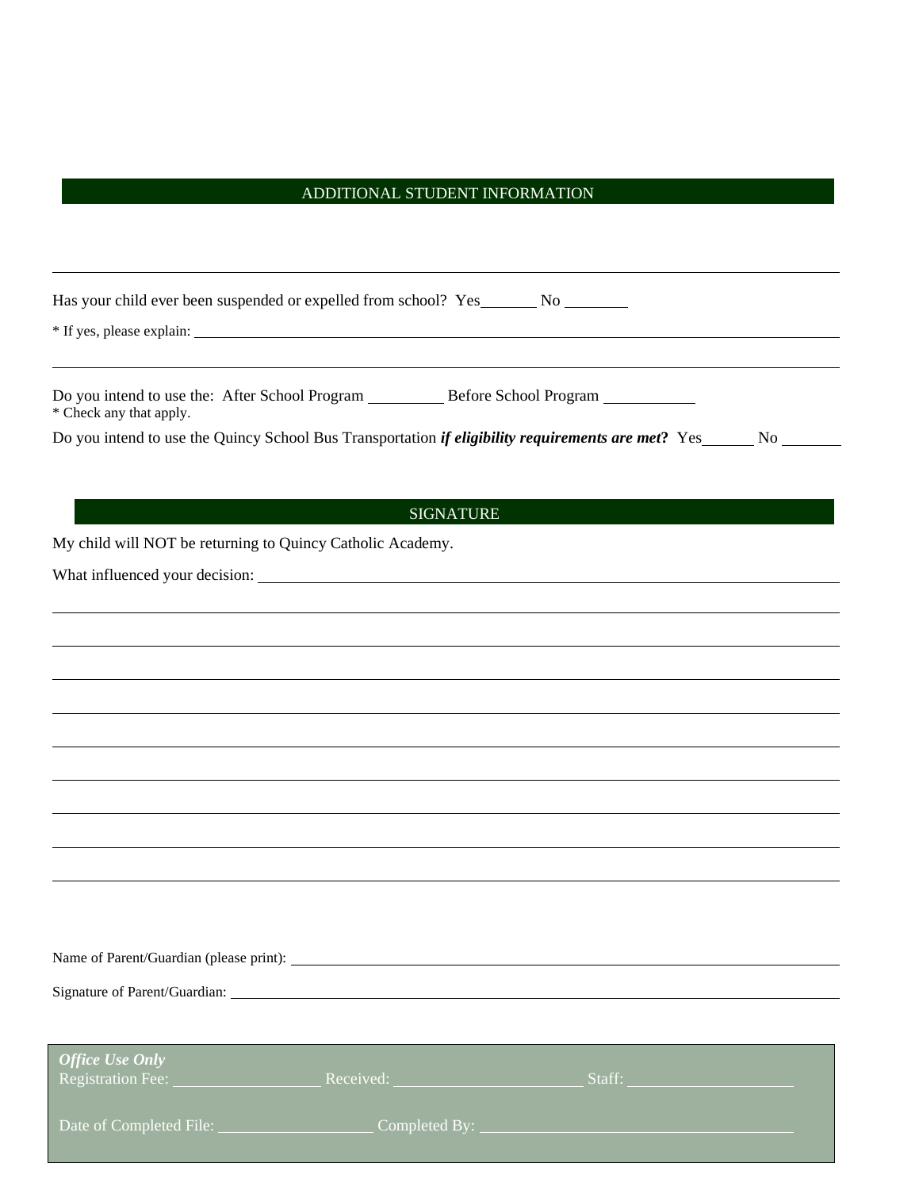## ADDITIONAL STUDENT INFORMATION

Has your child ever been suspended or expelled from school? Yes_______ No ________

* If yes, please explain: ______________________________________________________________

Do you intend to use the: After School Program __________ Before School Program ___________

* Check any that apply.

Do you intend to use the Quincy School Bus Transportation ***if eligibility requirements are met*****?** Yes______ No _______

## SIGNATURE

My child will NOT be returning to Quincy Catholic Academy.

What influenced your decision: ______________________________________________________________

Name of Parent/Guardian (please print): ______________________________________________________________

Signature of Parent/Guardian: ______________________________________________________________

***Office Use Only***

Registration Fee: __________________ Received: _______________________ Staff: ____________________

Date of Completed File: ___________________ Completed By: _______________________________________